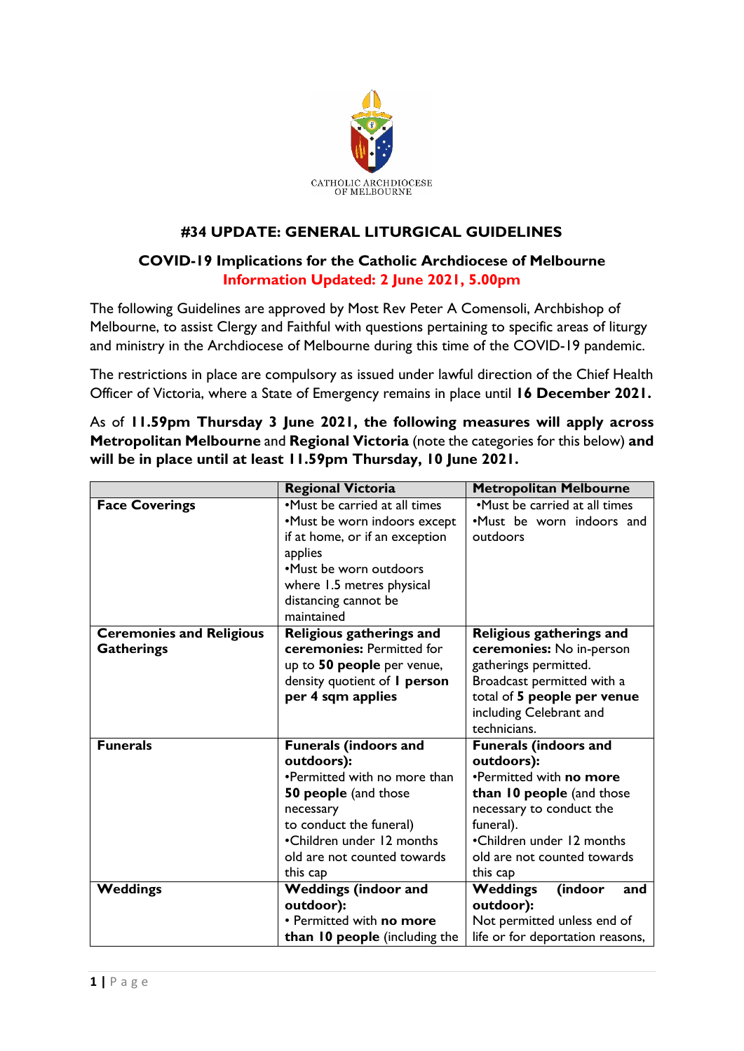CATHOLIC ARCHDIOCESE OF MELBOURNE

## #34 UPDATE: GENERAL LITURGICAL GUIDELINES

### COVID-19 Implications for the Catholic Archdiocese of Melbourne

**Information Updated: 2 June 2021, 5.00pm**

The following Guidelines are approved by Most Rev Peter A Comensoli, Archbishop of Melbourne, to assist Clergy and Faithful with questions pertaining to specific areas of liturgy and ministry in the Archdiocese of Melbourne during this time of the COVID-19 pandemic.

The restrictions in place are compulsory as issued under lawful direction of the Chief Health Officer of Victoria, where a State of Emergency remains in place until **16 December 2021.**

As of **11.59pm Thursday 3 June 2021, the following measures will apply across Metropolitan Melbourne** and **Regional Victoria** (note the categories for this below) **and will be in place until at least 11.59pm Thursday, 10 June 2021.**

| | Regional Victoria | Metropolitan Melbourne |
|---|---|---|
| **Face Coverings** | •Must be carried at all times<br>•Must be worn indoors except if at home, or if an exception applies<br>•Must be worn outdoors where 1.5 metres physical distancing cannot be maintained | •Must be carried at all times<br>•Must be worn indoors and outdoors |
| **Ceremonies and Religious Gatherings** | **Religious gatherings and ceremonies:** Permitted for up to **50 people** per venue, density quotient of **1 person per 4 sqm applies** | **Religious gatherings and ceremonies:** No in-person gatherings permitted. Broadcast permitted with a total of **5 people per venue** including Celebrant and technicians. |
| **Funerals** | **Funerals (indoors and outdoors):**<br>•Permitted with no more than **50 people** (and those necessary to conduct the funeral)<br>•Children under 12 months old are not counted towards this cap | **Funerals (indoors and outdoors):**<br>•Permitted with **no more than 10 people** (and those necessary to conduct the funeral).<br>•Children under 12 months old are not counted towards this cap |
| **Weddings** | **Weddings (indoor and outdoor):**<br>• Permitted with **no more than 10 people** (including the | **Weddings (indoor and outdoor):**<br>Not permitted unless end of life or for deportation reasons, |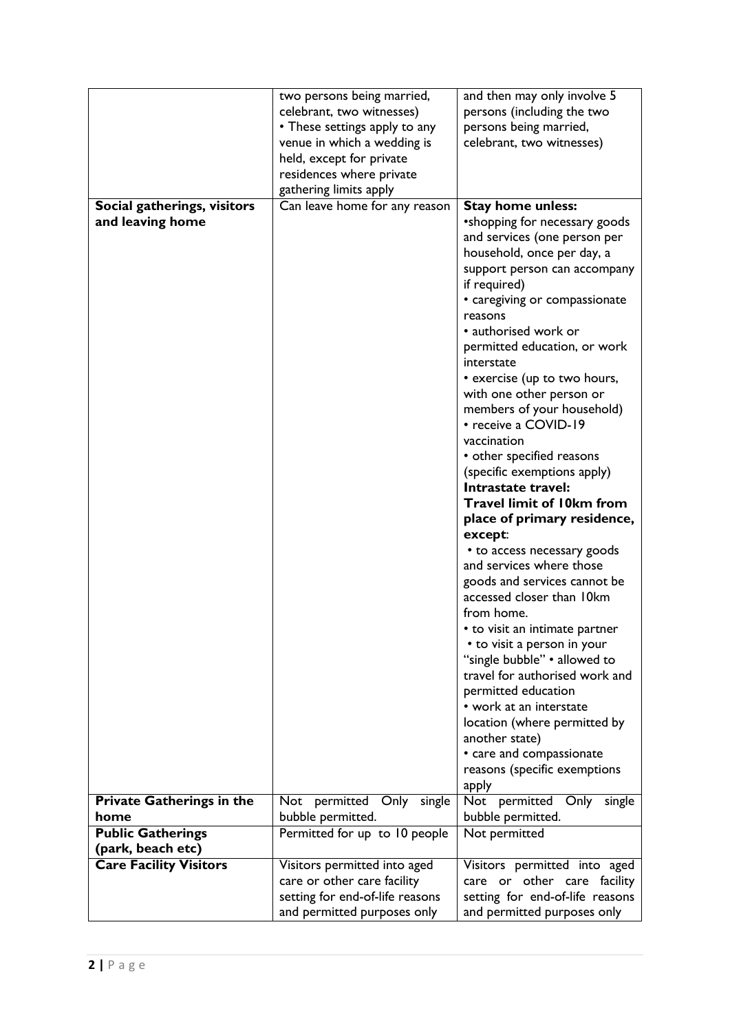|  |  |  |
| --- | --- | --- |
|  | two persons being married, celebrant, two witnesses)<br>• These settings apply to any venue in which a wedding is held, except for private residences where private gathering limits apply | and then may only involve 5 persons (including the two persons being married, celebrant, two witnesses) |
| **Social gatherings, visitors and leaving home** | Can leave home for any reason | **Stay home unless:**<br>•shopping for necessary goods and services (one person per household, once per day, a support person can accompany if required)<br>• caregiving or compassionate reasons<br>• authorised work or permitted education, or work interstate<br>• exercise (up to two hours, with one other person or members of your household)<br>• receive a COVID-19 vaccination<br>• other specified reasons (specific exemptions apply)<br>**Intrastate travel:**<br>**Travel limit of 10km from place of primary residence, except**:<br>• to access necessary goods and services where those goods and services cannot be accessed closer than 10km from home.<br>• to visit an intimate partner<br>• to visit a person in your "single bubble" • allowed to travel for authorised work and permitted education<br>• work at an interstate location (where permitted by another state)<br>• care and compassionate reasons (specific exemptions apply |
| **Private Gatherings in the home** | Not permitted Only single bubble permitted. | Not permitted Only single bubble permitted. |
| **Public Gatherings (park, beach etc)** | Permitted for up to 10 people | Not permitted |
| **Care Facility Visitors** | Visitors permitted into aged care or other care facility setting for end-of-life reasons and permitted purposes only | Visitors permitted into aged care or other care facility setting for end-of-life reasons and permitted purposes only |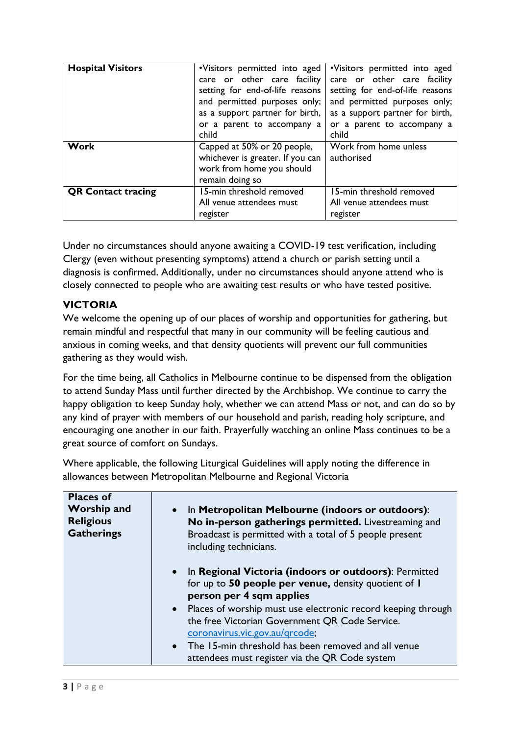| Hospital Visitors | •Visitors permitted into aged care or other care facility setting for end-of-life reasons and permitted purposes only; as a support partner for birth, or a parent to accompany a child | •Visitors permitted into aged care or other care facility setting for end-of-life reasons and permitted purposes only; as a support partner for birth, or a parent to accompany a child |
|---|---|---|
| **Work** | Capped at 50% or 20 people, whichever is greater. If you can work from home you should remain doing so | Work from home unless authorised |
| **QR Contact tracing** | 15-min threshold removed<br>All venue attendees must register | 15-min threshold removed<br>All venue attendees must register |

Under no circumstances should anyone awaiting a COVID-19 test verification, including Clergy (even without presenting symptoms) attend a church or parish setting until a diagnosis is confirmed. Additionally, under no circumstances should anyone attend who is closely connected to people who are awaiting test results or who have tested positive.

## VICTORIA

We welcome the opening up of our places of worship and opportunities for gathering, but remain mindful and respectful that many in our community will be feeling cautious and anxious in coming weeks, and that density quotients will prevent our full communities gathering as they would wish.

For the time being, all Catholics in Melbourne continue to be dispensed from the obligation to attend Sunday Mass until further directed by the Archbishop. We continue to carry the happy obligation to keep Sunday holy, whether we can attend Mass or not, and can do so by any kind of prayer with members of our household and parish, reading holy scripture, and encouraging one another in our faith. Prayerfully watching an online Mass continues to be a great source of comfort on Sundays.

Where applicable, the following Liturgical Guidelines will apply noting the difference in allowances between Metropolitan Melbourne and Regional Victoria

| **Places of Worship and Religious Gatherings** | • In **Metropolitan Melbourne (indoors or outdoors)**: **No in-person gatherings permitted.** Livestreaming and Broadcast is permitted with a total of 5 people present including technicians.<br><br>• In **Regional Victoria (indoors or outdoors)**: Permitted for up to **50 people per venue,** density quotient of **1 person per 4 sqm applies**<br>• Places of worship must use electronic record keeping through the free Victorian Government QR Code Service. coronavirus.vic.gov.au/qrcode;<br>• The 15-min threshold has been removed and all venue attendees must register via the QR Code system |
|---|---|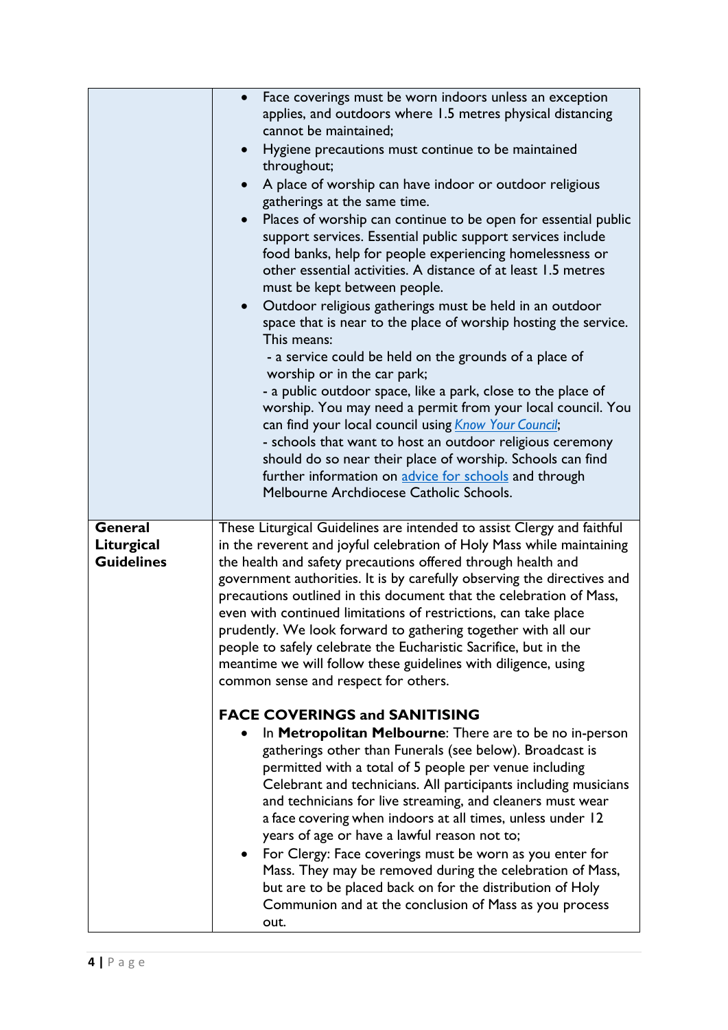| | |
|---|---|
| | • Face coverings must be worn indoors unless an exception applies, and outdoors where 1.5 metres physical distancing cannot be maintained;<br>• Hygiene precautions must continue to be maintained throughout;<br>• A place of worship can have indoor or outdoor religious gatherings at the same time.<br>• Places of worship can continue to be open for essential public support services. Essential public support services include food banks, help for people experiencing homelessness or other essential activities. A distance of at least 1.5 metres must be kept between people.<br>• Outdoor religious gatherings must be held in an outdoor space that is near to the place of worship hosting the service. This means:<br>- a service could be held on the grounds of a place of worship or in the car park;<br>- a public outdoor space, like a park, close to the place of worship. You may need a permit from your local council. You can find your local council using *Know Your Council*;<br>- schools that want to host an outdoor religious ceremony should do so near their place of worship. Schools can find further information on advice for schools and through Melbourne Archdiocese Catholic Schools. |
| **General Liturgical Guidelines** | These Liturgical Guidelines are intended to assist Clergy and faithful in the reverent and joyful celebration of Holy Mass while maintaining the health and safety precautions offered through health and government authorities. It is by carefully observing the directives and precautions outlined in this document that the celebration of Mass, even with continued limitations of restrictions, can take place prudently. We look forward to gathering together with all our people to safely celebrate the Eucharistic Sacrifice, but in the meantime we will follow these guidelines with diligence, using common sense and respect for others.<br><br>**FACE COVERINGS and SANITISING**<br>• In **Metropolitan Melbourne**: There are to be no in-person gatherings other than Funerals (see below). Broadcast is permitted with a total of 5 people per venue including Celebrant and technicians. All participants including musicians and technicians for live streaming, and cleaners must wear a face covering when indoors at all times, unless under 12 years of age or have a lawful reason not to;<br>• For Clergy: Face coverings must be worn as you enter for Mass. They may be removed during the celebration of Mass, but are to be placed back on for the distribution of Holy Communion and at the conclusion of Mass as you process out. |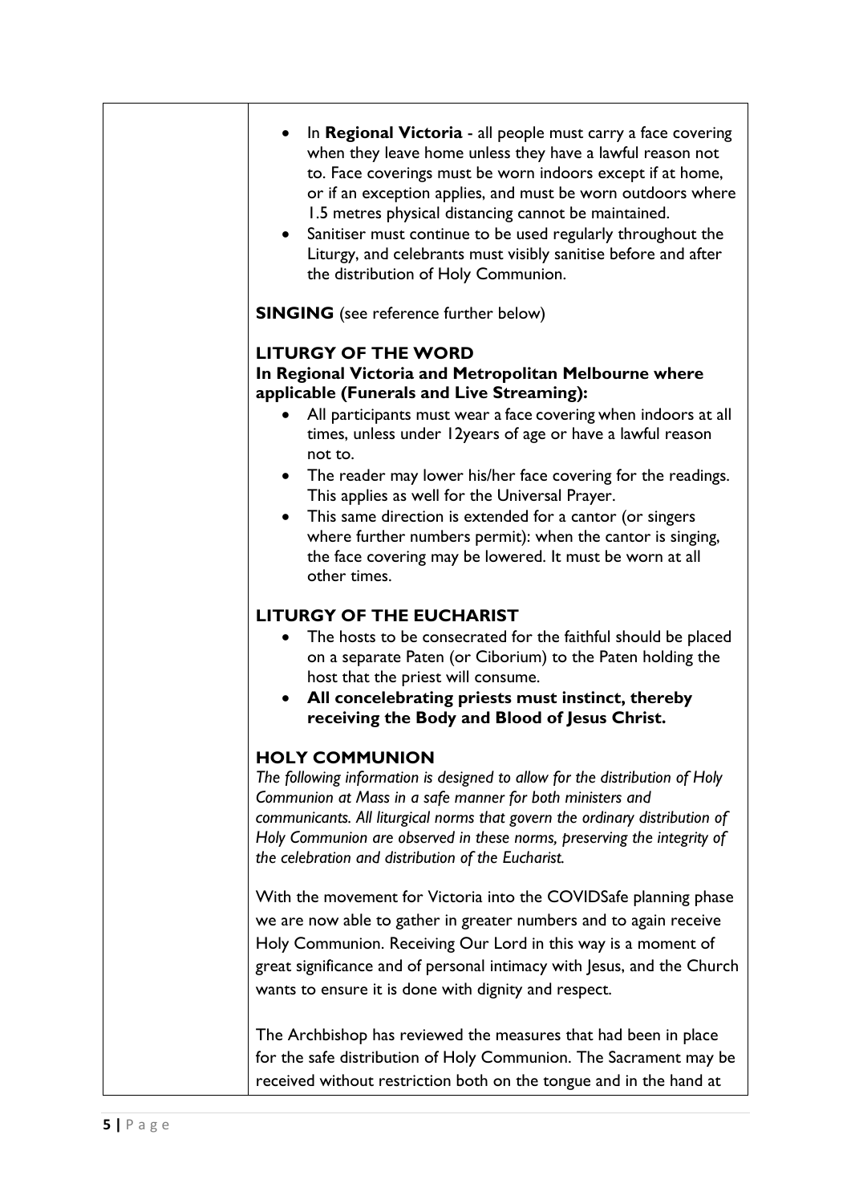- In **Regional Victoria** - all people must carry a face covering when they leave home unless they have a lawful reason not to. Face coverings must be worn indoors except if at home, or if an exception applies, and must be worn outdoors where 1.5 metres physical distancing cannot be maintained.
- Sanitiser must continue to be used regularly throughout the Liturgy, and celebrants must visibly sanitise before and after the distribution of Holy Communion.

**SINGING** (see reference further below)

### LITURGY OF THE WORD

**In Regional Victoria and Metropolitan Melbourne where applicable (Funerals and Live Streaming):**

- All participants must wear a face covering when indoors at all times, unless under 12years of age or have a lawful reason not to.
- The reader may lower his/her face covering for the readings. This applies as well for the Universal Prayer.
- This same direction is extended for a cantor (or singers where further numbers permit): when the cantor is singing, the face covering may be lowered. It must be worn at all other times.

### LITURGY OF THE EUCHARIST

- The hosts to be consecrated for the faithful should be placed on a separate Paten (or Ciborium) to the Paten holding the host that the priest will consume.
- **All concelebrating priests must instinct, thereby receiving the Body and Blood of Jesus Christ.**

### HOLY COMMUNION

*The following information is designed to allow for the distribution of Holy Communion at Mass in a safe manner for both ministers and communicants. All liturgical norms that govern the ordinary distribution of Holy Communion are observed in these norms, preserving the integrity of the celebration and distribution of the Eucharist.*

With the movement for Victoria into the COVIDSafe planning phase we are now able to gather in greater numbers and to again receive Holy Communion. Receiving Our Lord in this way is a moment of great significance and of personal intimacy with Jesus, and the Church wants to ensure it is done with dignity and respect.

The Archbishop has reviewed the measures that had been in place for the safe distribution of Holy Communion. The Sacrament may be received without restriction both on the tongue and in the hand at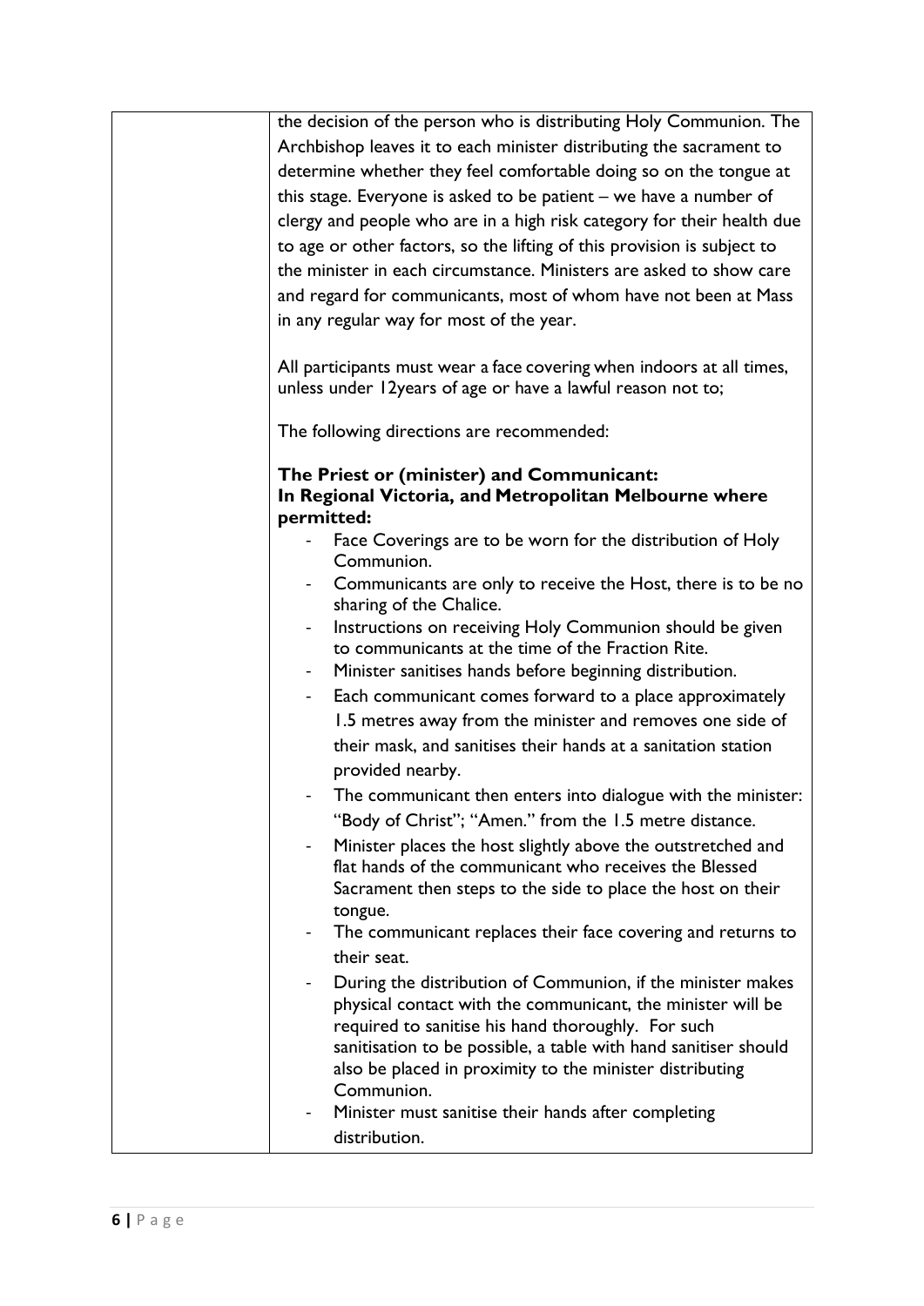| | |
|---|---|
| | the decision of the person who is distributing Holy Communion. The Archbishop leaves it to each minister distributing the sacrament to determine whether they feel comfortable doing so on the tongue at this stage. Everyone is asked to be patient – we have a number of clergy and people who are in a high risk category for their health due to age or other factors, so the lifting of this provision is subject to the minister in each circumstance. Ministers are asked to show care and regard for communicants, most of whom have not been at Mass in any regular way for most of the year.<br><br>All participants must wear a face covering when indoors at all times, unless under 12years of age or have a lawful reason not to;<br><br>The following directions are recommended:<br><br>**The Priest or (minister) and Communicant:**<br>**In Regional Victoria, and Metropolitan Melbourne where permitted:**<br>- Face Coverings are to be worn for the distribution of Holy Communion.<br>- Communicants are only to receive the Host, there is to be no sharing of the Chalice.<br>- Instructions on receiving Holy Communion should be given to communicants at the time of the Fraction Rite.<br>- Minister sanitises hands before beginning distribution.<br>- Each communicant comes forward to a place approximately 1.5 metres away from the minister and removes one side of their mask, and sanitises their hands at a sanitation station provided nearby.<br>- The communicant then enters into dialogue with the minister: "Body of Christ"; "Amen." from the 1.5 metre distance.<br>- Minister places the host slightly above the outstretched and flat hands of the communicant who receives the Blessed Sacrament then steps to the side to place the host on their tongue.<br>- The communicant replaces their face covering and returns to their seat.<br>- During the distribution of Communion, if the minister makes physical contact with the communicant, the minister will be required to sanitise his hand thoroughly. For such sanitisation to be possible, a table with hand sanitiser should also be placed in proximity to the minister distributing Communion.<br>- Minister must sanitise their hands after completing distribution. |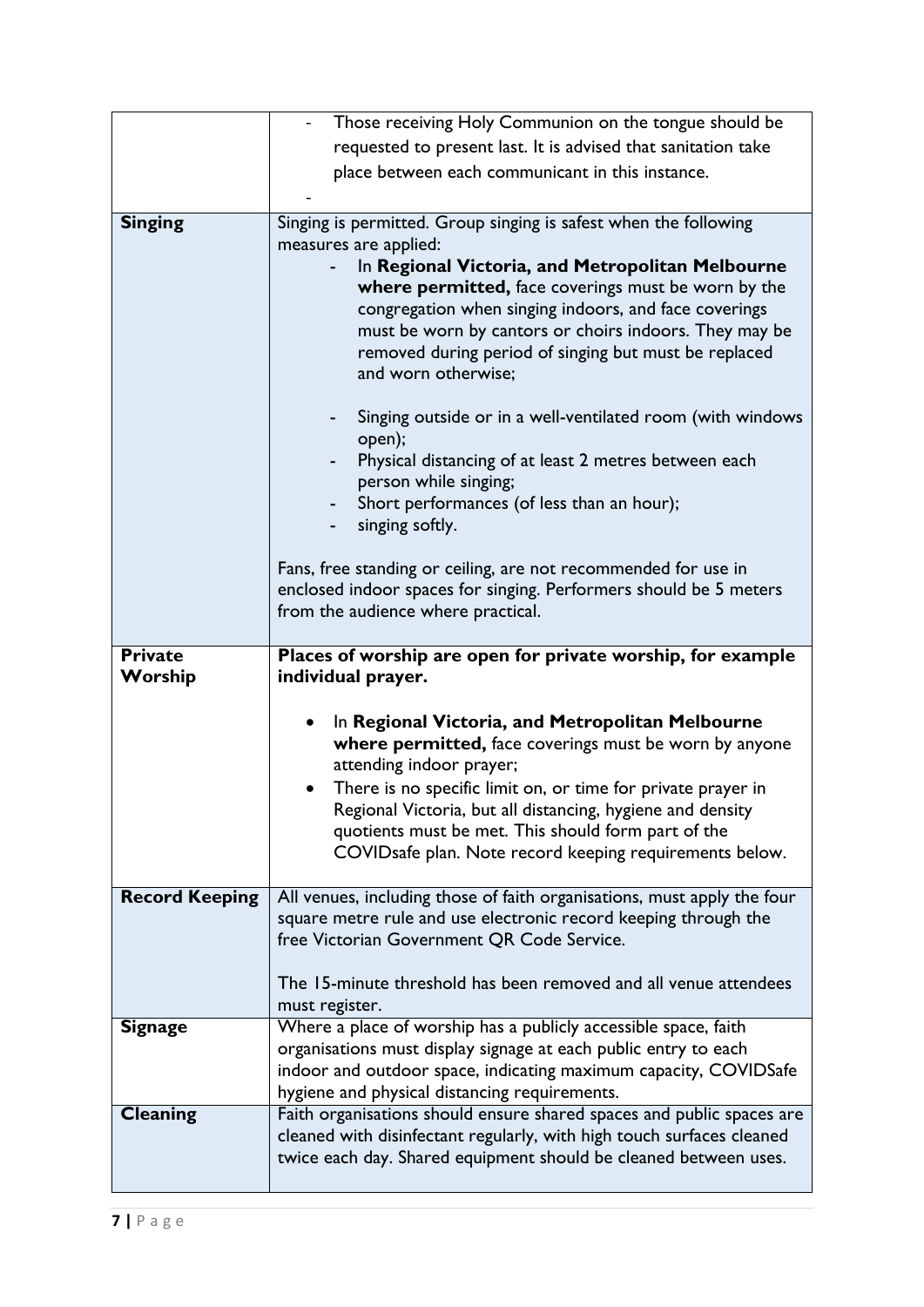| | |
|---|---|
| | - Those receiving Holy Communion on the tongue should be requested to present last. It is advised that sanitation take place between each communicant in this instance.<br>- |
| **Singing** | Singing is permitted. Group singing is safest when the following measures are applied:<br>- In **Regional Victoria, and Metropolitan Melbourne where permitted,** face coverings must be worn by the congregation when singing indoors, and face coverings must be worn by cantors or choirs indoors. They may be removed during period of singing but must be replaced and worn otherwise;<br><br>- Singing outside or in a well-ventilated room (with windows open);<br>- Physical distancing of at least 2 metres between each person while singing;<br>- Short performances (of less than an hour);<br>- singing softly.<br><br>Fans, free standing or ceiling, are not recommended for use in enclosed indoor spaces for singing. Performers should be 5 meters from the audience where practical. |
| **Private Worship** | **Places of worship are open for private worship, for example individual prayer.**<br><br>• In **Regional Victoria, and Metropolitan Melbourne where permitted,** face coverings must be worn by anyone attending indoor prayer;<br>• There is no specific limit on, or time for private prayer in Regional Victoria, but all distancing, hygiene and density quotients must be met. This should form part of the COVIDsafe plan. Note record keeping requirements below. |
| **Record Keeping** | All venues, including those of faith organisations, must apply the four square metre rule and use electronic record keeping through the free Victorian Government QR Code Service.<br><br>The 15-minute threshold has been removed and all venue attendees must register. |
| **Signage** | Where a place of worship has a publicly accessible space, faith organisations must display signage at each public entry to each indoor and outdoor space, indicating maximum capacity, COVIDSafe hygiene and physical distancing requirements. |
| **Cleaning** | Faith organisations should ensure shared spaces and public spaces are cleaned with disinfectant regularly, with high touch surfaces cleaned twice each day. Shared equipment should be cleaned between uses. |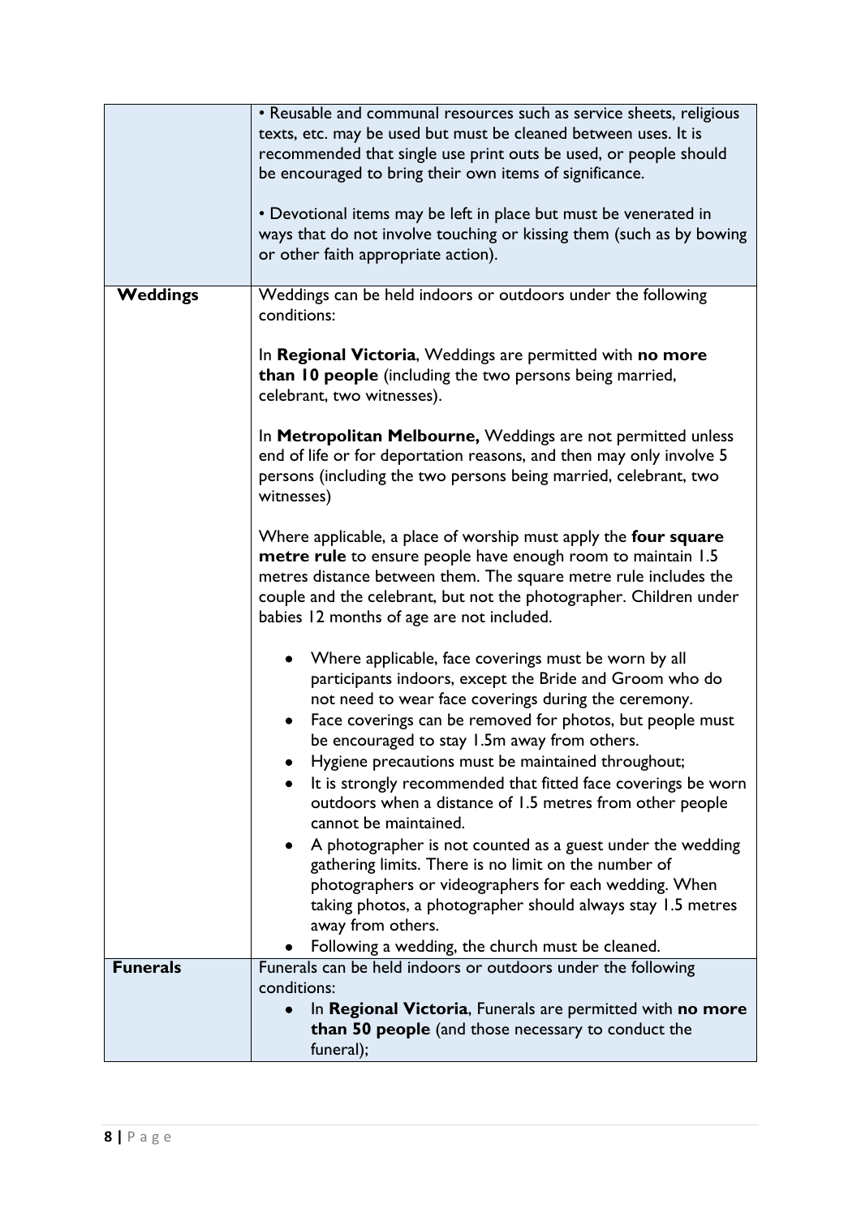| | |
|---|---|
| | • Reusable and communal resources such as service sheets, religious texts, etc. may be used but must be cleaned between uses. It is recommended that single use print outs be used, or people should be encouraged to bring their own items of significance.<br><br>• Devotional items may be left in place but must be venerated in ways that do not involve touching or kissing them (such as by bowing or other faith appropriate action). |
| **Weddings** | Weddings can be held indoors or outdoors under the following conditions:<br><br>In **Regional Victoria**, Weddings are permitted with **no more than 10 people** (including the two persons being married, celebrant, two witnesses).<br><br>In **Metropolitan Melbourne,** Weddings are not permitted unless end of life or for deportation reasons, and then may only involve 5 persons (including the two persons being married, celebrant, two witnesses)<br><br>Where applicable, a place of worship must apply the **four square metre rule** to ensure people have enough room to maintain 1.5 metres distance between them. The square metre rule includes the couple and the celebrant, but not the photographer. Children under babies 12 months of age are not included.<br><br>• Where applicable, face coverings must be worn by all participants indoors, except the Bride and Groom who do not need to wear face coverings during the ceremony.<br>• Face coverings can be removed for photos, but people must be encouraged to stay 1.5m away from others.<br>• Hygiene precautions must be maintained throughout;<br>• It is strongly recommended that fitted face coverings be worn outdoors when a distance of 1.5 metres from other people cannot be maintained.<br>• A photographer is not counted as a guest under the wedding gathering limits. There is no limit on the number of photographers or videographers for each wedding. When taking photos, a photographer should always stay 1.5 metres away from others.<br>• Following a wedding, the church must be cleaned. |
| **Funerals** | Funerals can be held indoors or outdoors under the following conditions:<br>• In **Regional Victoria**, Funerals are permitted with **no more than 50 people** (and those necessary to conduct the funeral); |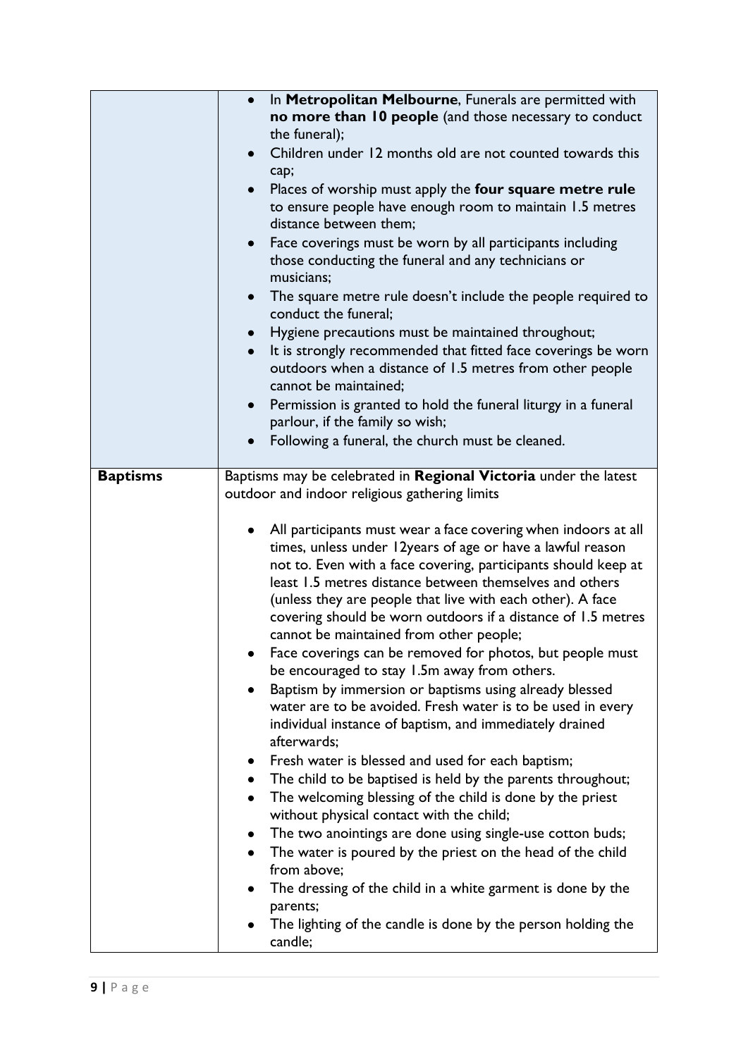| | |
|---|---|
| | • In **Metropolitan Melbourne**, Funerals are permitted with **no more than 10 people** (and those necessary to conduct the funeral);<br>• Children under 12 months old are not counted towards this cap;<br>• Places of worship must apply the **four square metre rule** to ensure people have enough room to maintain 1.5 metres distance between them;<br>• Face coverings must be worn by all participants including those conducting the funeral and any technicians or musicians;<br>• The square metre rule doesn't include the people required to conduct the funeral;<br>• Hygiene precautions must be maintained throughout;<br>• It is strongly recommended that fitted face coverings be worn outdoors when a distance of 1.5 metres from other people cannot be maintained;<br>• Permission is granted to hold the funeral liturgy in a funeral parlour, if the family so wish;<br>• Following a funeral, the church must be cleaned. |
| **Baptisms** | Baptisms may be celebrated in **Regional Victoria** under the latest outdoor and indoor religious gathering limits<br><br>• All participants must wear a face covering when indoors at all times, unless under 12years of age or have a lawful reason not to. Even with a face covering, participants should keep at least 1.5 metres distance between themselves and others (unless they are people that live with each other). A face covering should be worn outdoors if a distance of 1.5 metres cannot be maintained from other people;<br>• Face coverings can be removed for photos, but people must be encouraged to stay 1.5m away from others.<br>• Baptism by immersion or baptisms using already blessed water are to be avoided. Fresh water is to be used in every individual instance of baptism, and immediately drained afterwards;<br>• Fresh water is blessed and used for each baptism;<br>• The child to be baptised is held by the parents throughout;<br>• The welcoming blessing of the child is done by the priest without physical contact with the child;<br>• The two anointings are done using single-use cotton buds;<br>• The water is poured by the priest on the head of the child from above;<br>• The dressing of the child in a white garment is done by the parents;<br>• The lighting of the candle is done by the person holding the candle; |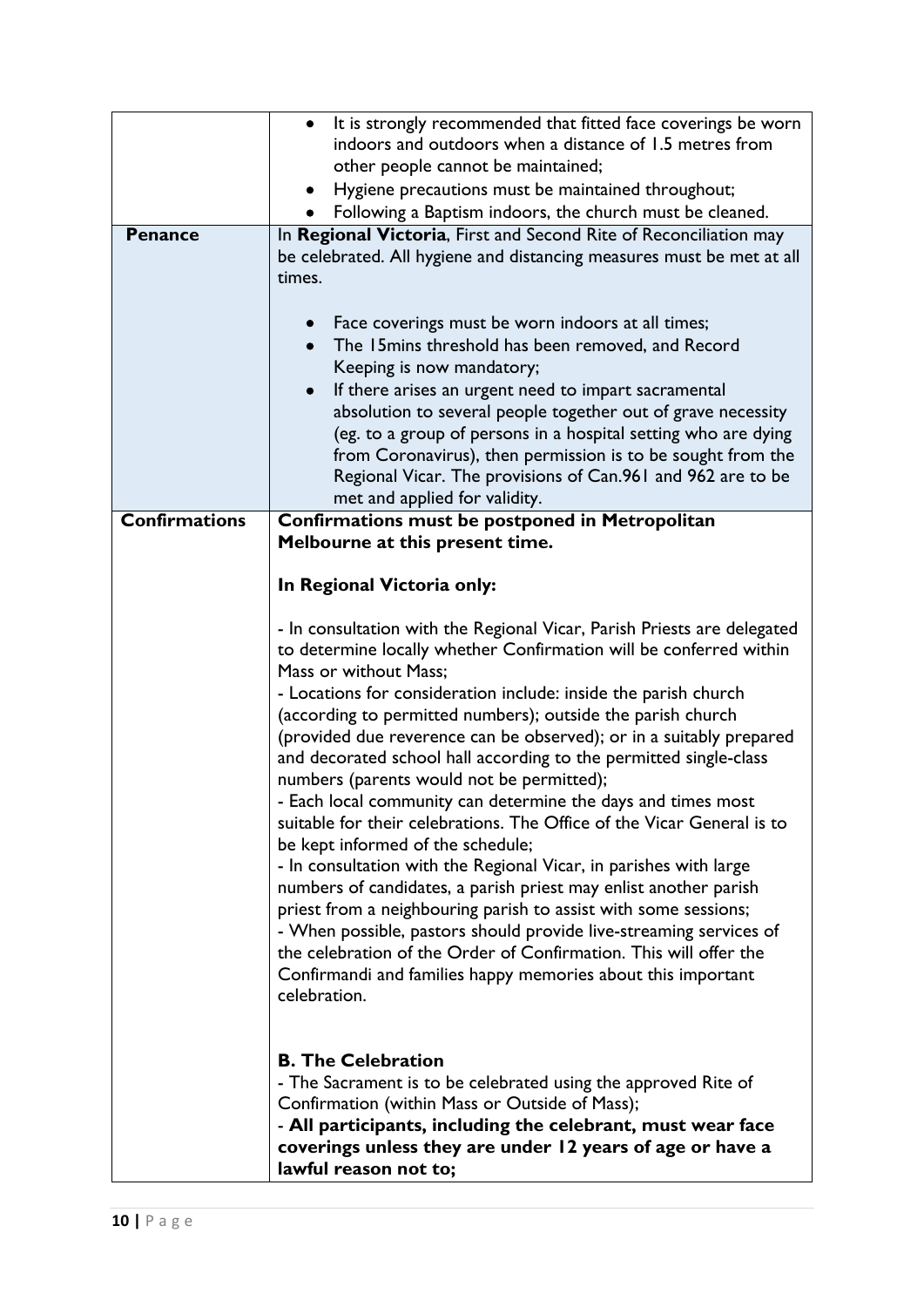| | |
|---|---|
| | • It is strongly recommended that fitted face coverings be worn indoors and outdoors when a distance of 1.5 metres from other people cannot be maintained;<br>• Hygiene precautions must be maintained throughout;<br>• Following a Baptism indoors, the church must be cleaned. |
| **Penance** | In **Regional Victoria**, First and Second Rite of Reconciliation may be celebrated. All hygiene and distancing measures must be met at all times.<br><br>• Face coverings must be worn indoors at all times;<br>• The 15mins threshold has been removed, and Record Keeping is now mandatory;<br>• If there arises an urgent need to impart sacramental absolution to several people together out of grave necessity (eg. to a group of persons in a hospital setting who are dying from Coronavirus), then permission is to be sought from the Regional Vicar. The provisions of Can.961 and 962 are to be met and applied for validity. |
| **Confirmations** | **Confirmations must be postponed in Metropolitan Melbourne at this present time.**<br><br>**In Regional Victoria only:**<br><br>- In consultation with the Regional Vicar, Parish Priests are delegated to determine locally whether Confirmation will be conferred within Mass or without Mass;<br>- Locations for consideration include: inside the parish church (according to permitted numbers); outside the parish church (provided due reverence can be observed); or in a suitably prepared and decorated school hall according to the permitted single-class numbers (parents would not be permitted);<br>- Each local community can determine the days and times most suitable for their celebrations. The Office of the Vicar General is to be kept informed of the schedule;<br>- In consultation with the Regional Vicar, in parishes with large numbers of candidates, a parish priest may enlist another parish priest from a neighbouring parish to assist with some sessions;<br>- When possible, pastors should provide live-streaming services of the celebration of the Order of Confirmation. This will offer the Confirmandi and families happy memories about this important celebration.<br><br>**B. The Celebration**<br>- The Sacrament is to be celebrated using the approved Rite of Confirmation (within Mass or Outside of Mass);<br>- **All participants, including the celebrant, must wear face coverings unless they are under 12 years of age or have a lawful reason not to;** |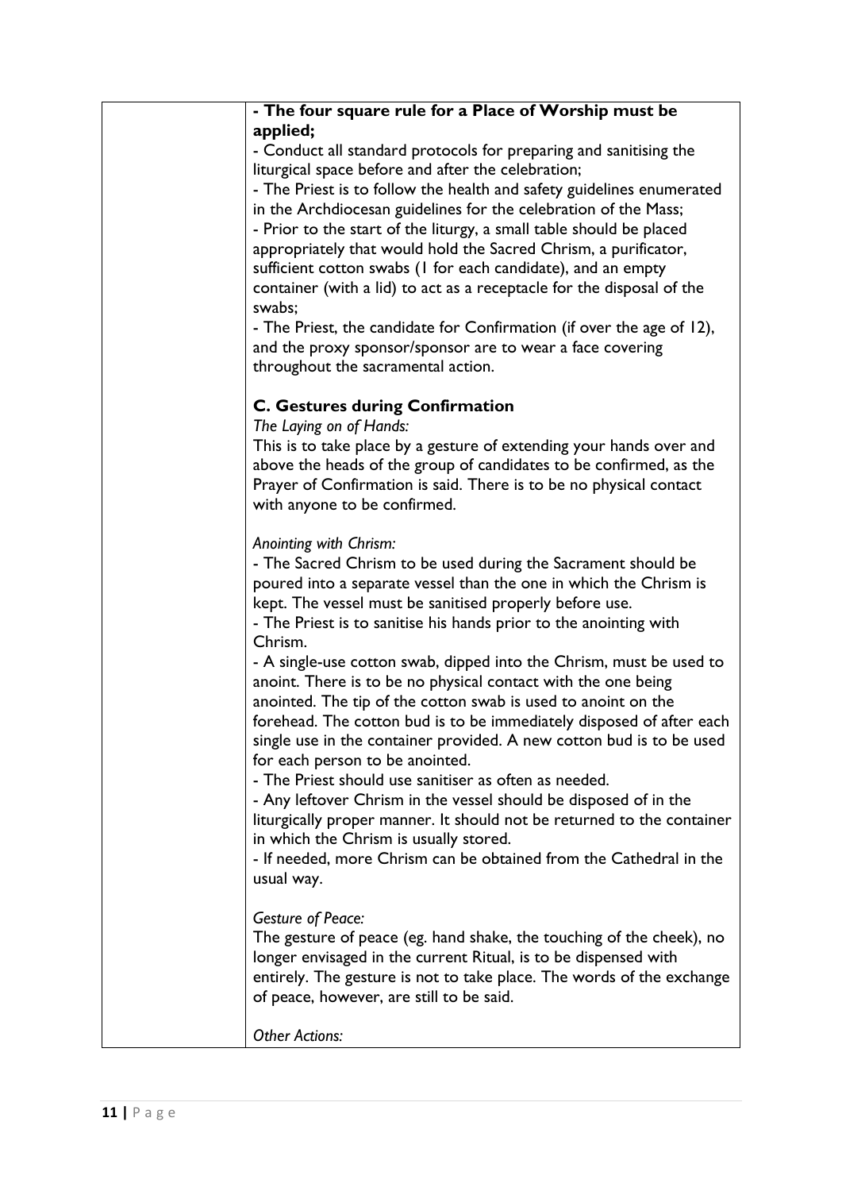| | **- The four square rule for a Place of Worship must be applied;**<br>- Conduct all standard protocols for preparing and sanitising the liturgical space before and after the celebration;<br>- The Priest is to follow the health and safety guidelines enumerated in the Archdiocesan guidelines for the celebration of the Mass;<br>- Prior to the start of the liturgy, a small table should be placed appropriately that would hold the Sacred Chrism, a purificator, sufficient cotton swabs (1 for each candidate), and an empty container (with a lid) to act as a receptacle for the disposal of the swabs;<br>- The Priest, the candidate for Confirmation (if over the age of 12), and the proxy sponsor/sponsor are to wear a face covering throughout the sacramental action.<br><br>**C. Gestures during Confirmation**<br>*The Laying on of Hands:*<br>This is to take place by a gesture of extending your hands over and above the heads of the group of candidates to be confirmed, as the Prayer of Confirmation is said. There is to be no physical contact with anyone to be confirmed.<br><br>*Anointing with Chrism:*<br>- The Sacred Chrism to be used during the Sacrament should be poured into a separate vessel than the one in which the Chrism is kept. The vessel must be sanitised properly before use.<br>- The Priest is to sanitise his hands prior to the anointing with Chrism.<br>- A single-use cotton swab, dipped into the Chrism, must be used to anoint. There is to be no physical contact with the one being anointed. The tip of the cotton swab is used to anoint on the forehead. The cotton bud is to be immediately disposed of after each single use in the container provided. A new cotton bud is to be used for each person to be anointed.<br>- The Priest should use sanitiser as often as needed.<br>- Any leftover Chrism in the vessel should be disposed of in the liturgically proper manner. It should not be returned to the container in which the Chrism is usually stored.<br>- If needed, more Chrism can be obtained from the Cathedral in the usual way.<br><br>*Gesture of Peace:*<br>The gesture of peace (eg. hand shake, the touching of the cheek), no longer envisaged in the current Ritual, is to be dispensed with entirely. The gesture is not to take place. The words of the exchange of peace, however, are still to be said.<br><br>*Other Actions:* |
|---|---|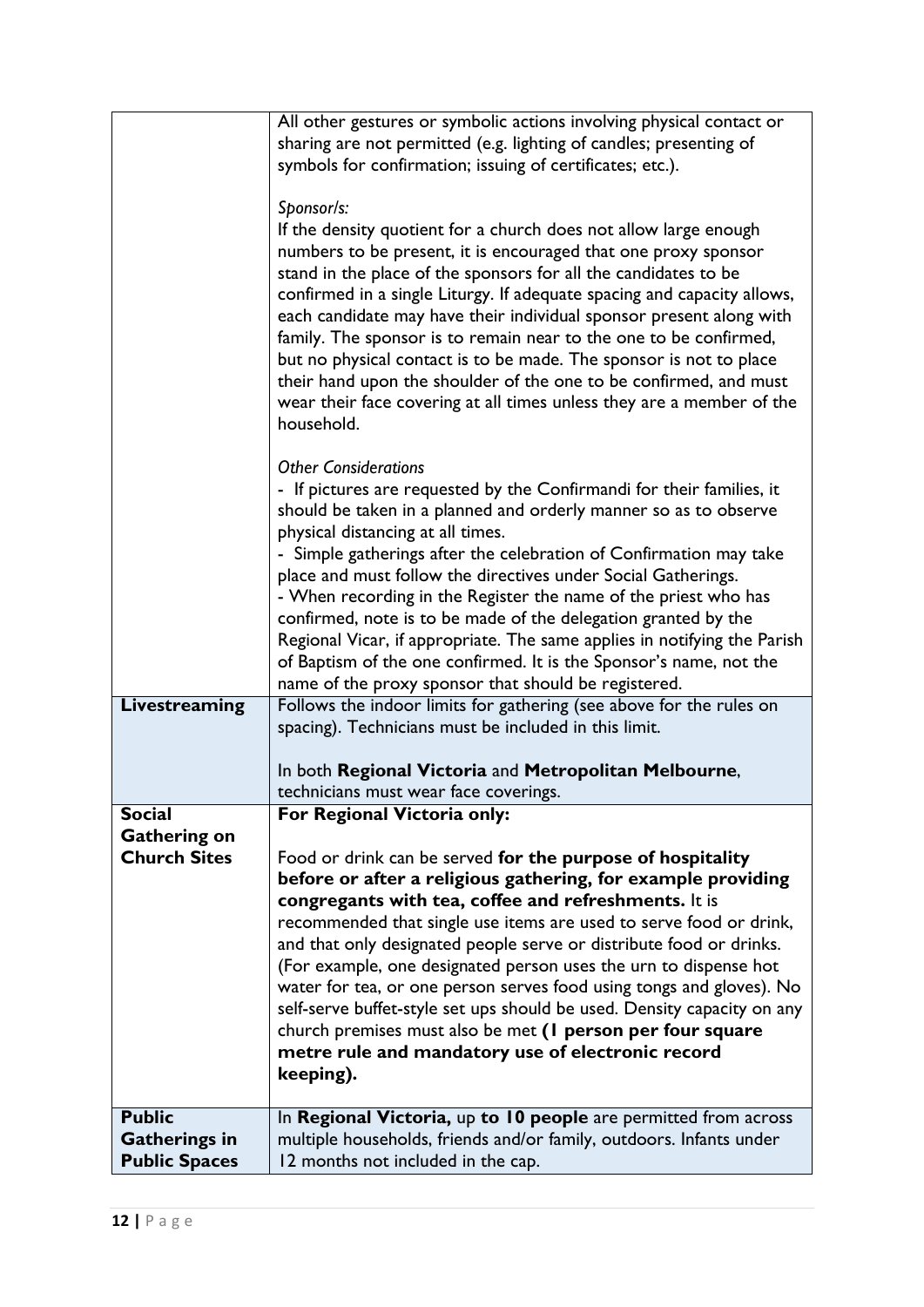| | |
|---|---|
| | All other gestures or symbolic actions involving physical contact or sharing are not permitted (e.g. lighting of candles; presenting of symbols for confirmation; issuing of certificates; etc.).<br><br>*Sponsor/s:*<br>If the density quotient for a church does not allow large enough numbers to be present, it is encouraged that one proxy sponsor stand in the place of the sponsors for all the candidates to be confirmed in a single Liturgy. If adequate spacing and capacity allows, each candidate may have their individual sponsor present along with family. The sponsor is to remain near to the one to be confirmed, but no physical contact is to be made. The sponsor is not to place their hand upon the shoulder of the one to be confirmed, and must wear their face covering at all times unless they are a member of the household.<br><br>*Other Considerations*<br>- If pictures are requested by the Confirmandi for their families, it should be taken in a planned and orderly manner so as to observe physical distancing at all times.<br>- Simple gatherings after the celebration of Confirmation may take place and must follow the directives under Social Gatherings.<br>- When recording in the Register the name of the priest who has confirmed, note is to be made of the delegation granted by the Regional Vicar, if appropriate. The same applies in notifying the Parish of Baptism of the one confirmed. It is the Sponsor's name, not the name of the proxy sponsor that should be registered. |
| **Livestreaming** | Follows the indoor limits for gathering (see above for the rules on spacing). Technicians must be included in this limit.<br><br>In both **Regional Victoria** and **Metropolitan Melbourne**, technicians must wear face coverings. |
| **Social Gathering on Church Sites** | **For Regional Victoria only:**<br><br>Food or drink can be served **for the purpose of hospitality before or after a religious gathering, for example providing congregants with tea, coffee and refreshments.** It is recommended that single use items are used to serve food or drink, and that only designated people serve or distribute food or drinks. (For example, one designated person uses the urn to dispense hot water for tea, or one person serves food using tongs and gloves). No self-serve buffet-style set ups should be used. Density capacity on any church premises must also be met **(1 person per four square metre rule and mandatory use of electronic record keeping).** |
| **Public Gatherings in Public Spaces** | In **Regional Victoria,** up **to 10 people** are permitted from across multiple households, friends and/or family, outdoors. Infants under 12 months not included in the cap. |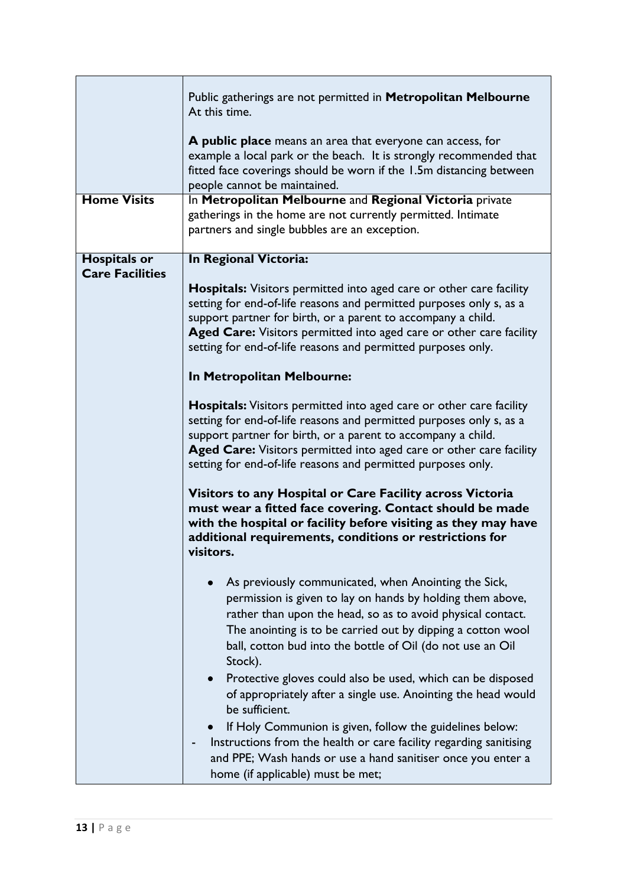| | |
|---|---|
| | Public gatherings are not permitted in **Metropolitan Melbourne** At this time.<br><br>**A public place** means an area that everyone can access, for example a local park or the beach. It is strongly recommended that fitted face coverings should be worn if the 1.5m distancing between people cannot be maintained. |
| **Home Visits** | In **Metropolitan Melbourne** and **Regional Victoria** private gatherings in the home are not currently permitted. Intimate partners and single bubbles are an exception. |
| **Hospitals or Care Facilities** | **In Regional Victoria:**<br><br>**Hospitals:** Visitors permitted into aged care or other care facility setting for end-of-life reasons and permitted purposes only s, as a support partner for birth, or a parent to accompany a child.<br>**Aged Care:** Visitors permitted into aged care or other care facility setting for end-of-life reasons and permitted purposes only.<br><br>**In Metropolitan Melbourne:**<br><br>**Hospitals:** Visitors permitted into aged care or other care facility setting for end-of-life reasons and permitted purposes only s, as a support partner for birth, or a parent to accompany a child.<br>**Aged Care:** Visitors permitted into aged care or other care facility setting for end-of-life reasons and permitted purposes only.<br><br>**Visitors to any Hospital or Care Facility across Victoria must wear a fitted face covering. Contact should be made with the hospital or facility before visiting as they may have additional requirements, conditions or restrictions for visitors.**<br><br>• As previously communicated, when Anointing the Sick, permission is given to lay on hands by holding them above, rather than upon the head, so as to avoid physical contact. The anointing is to be carried out by dipping a cotton wool ball, cotton bud into the bottle of Oil (do not use an Oil Stock).<br>• Protective gloves could also be used, which can be disposed of appropriately after a single use. Anointing the head would be sufficient.<br>• If Holy Communion is given, follow the guidelines below:<br>- Instructions from the health or care facility regarding sanitising and PPE; Wash hands or use a hand sanitiser once you enter a home (if applicable) must be met; |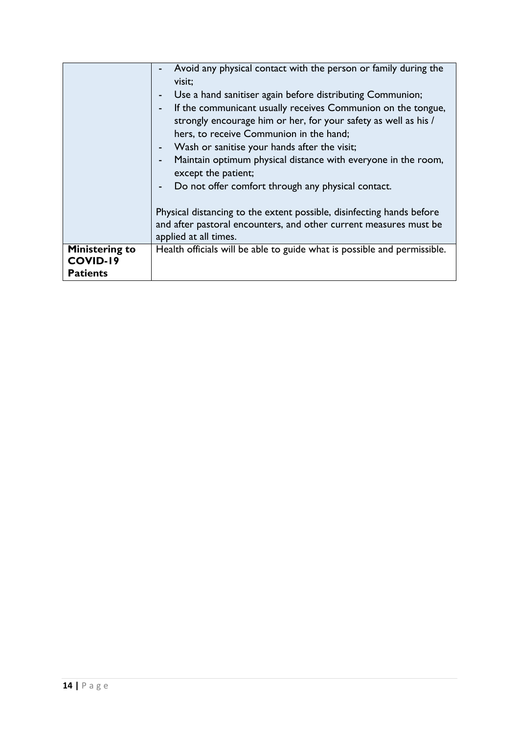| | |
|---|---|
| | - Avoid any physical contact with the person or family during the visit;<br>- Use a hand sanitiser again before distributing Communion;<br>- If the communicant usually receives Communion on the tongue, strongly encourage him or her, for your safety as well as his / hers, to receive Communion in the hand;<br>- Wash or sanitise your hands after the visit;<br>- Maintain optimum physical distance with everyone in the room, except the patient;<br>- Do not offer comfort through any physical contact.<br><br>Physical distancing to the extent possible, disinfecting hands before and after pastoral encounters, and other current measures must be applied at all times. |
| **Ministering to COVID-19 Patients** | Health officials will be able to guide what is possible and permissible. |